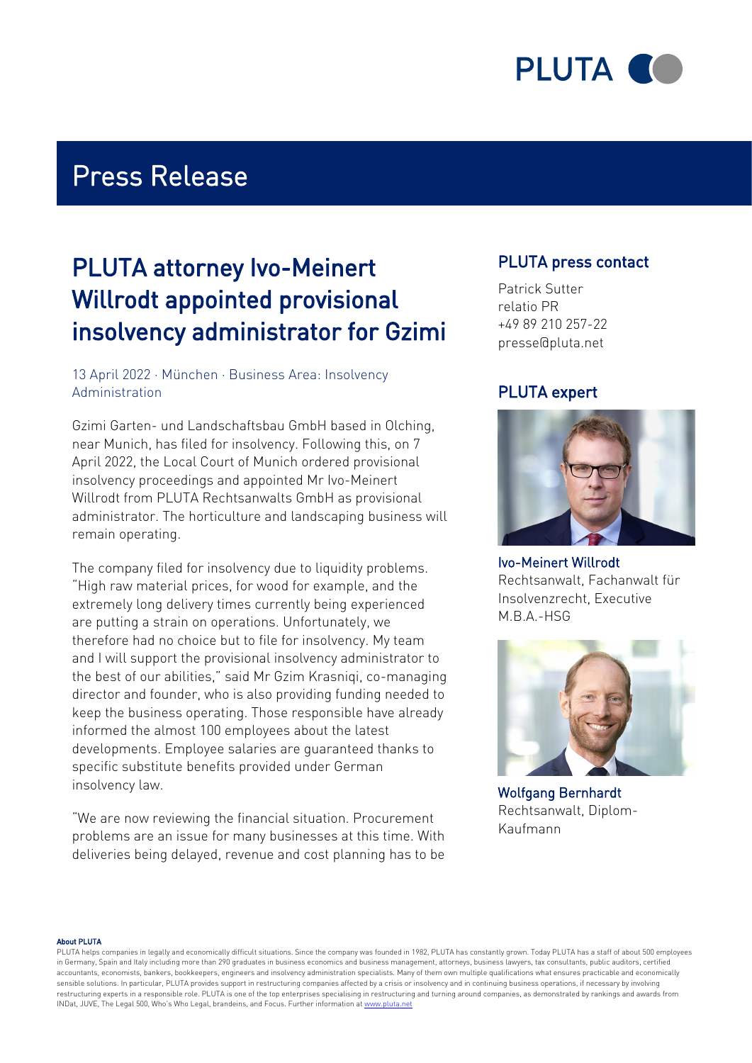# Press Release

## PLUTA attorney Ivo-Meinert Willrodt appointed provisional insolvency administrator for Gzimi

13 April 2022 · München · Business Area: Insolvency Administration

Gzimi Garten- und Landschaftsbau GmbH based in Olching, near Munich, has filed for insolvency. Following this, on 7 April 2022, the Local Court of Munich ordered provisional insolvency proceedings and appointed Mr Ivo-Meinert Willrodt from PLUTA Rechtsanwalts GmbH as provisional administrator. The horticulture and landscaping business will remain operating.

The company filed for insolvency due to liquidity problems. "High raw material prices, for wood for example, and the extremely long delivery times currently being experienced are putting a strain on operations. Unfortunately, we therefore had no choice but to file for insolvency. My team and I will support the provisional insolvency administrator to the best of our abilities," said Mr Gzim Krasniqi, co-managing director and founder, who is also providing funding needed to keep the business operating. Those responsible have already informed the almost 100 employees about the latest developments. Employee salaries are guaranteed thanks to specific substitute benefits provided under German insolvency law.

"We are now reviewing the financial situation. Procurement problems are an issue for many businesses at this time. With deliveries being delayed, revenue and cost planning has to be

### PLUTA press contact

Patrick Sutter
relatio PR
+49 89 210 257-22
presse@pluta.net

### PLUTA expert

**Ivo-Meinert Willrodt**
Rechtsanwalt, Fachanwalt für Insolvenzrecht, Executive M.B.A.-HSG

**Wolfgang Bernhardt**
Rechtsanwalt, Diplom-Kaufmann

**About PLUTA**
PLUTA helps companies in legally and economically difficult situations. Since the company was founded in 1982, PLUTA has constantly grown. Today PLUTA has a staff of about 500 employees in Germany, Spain and Italy including more than 290 graduates in business economics and business management, attorneys, business lawyers, tax consultants, public auditors, certified accountants, economists, bankers, bookkeepers, engineers and insolvency administration specialists. Many of them own multiple qualifications what ensures practicable and economically sensible solutions. In particular, PLUTA provides support in restructuring companies affected by a crisis or insolvency and in continuing business operations, if necessary by involving restructuring experts in a responsible role. PLUTA is one of the top enterprises specialising in restructuring and turning around companies, as demonstrated by rankings and awards from INDat, JUVE, The Legal 500, Who's Who Legal, brandeins, and Focus. Further information at www.pluta.net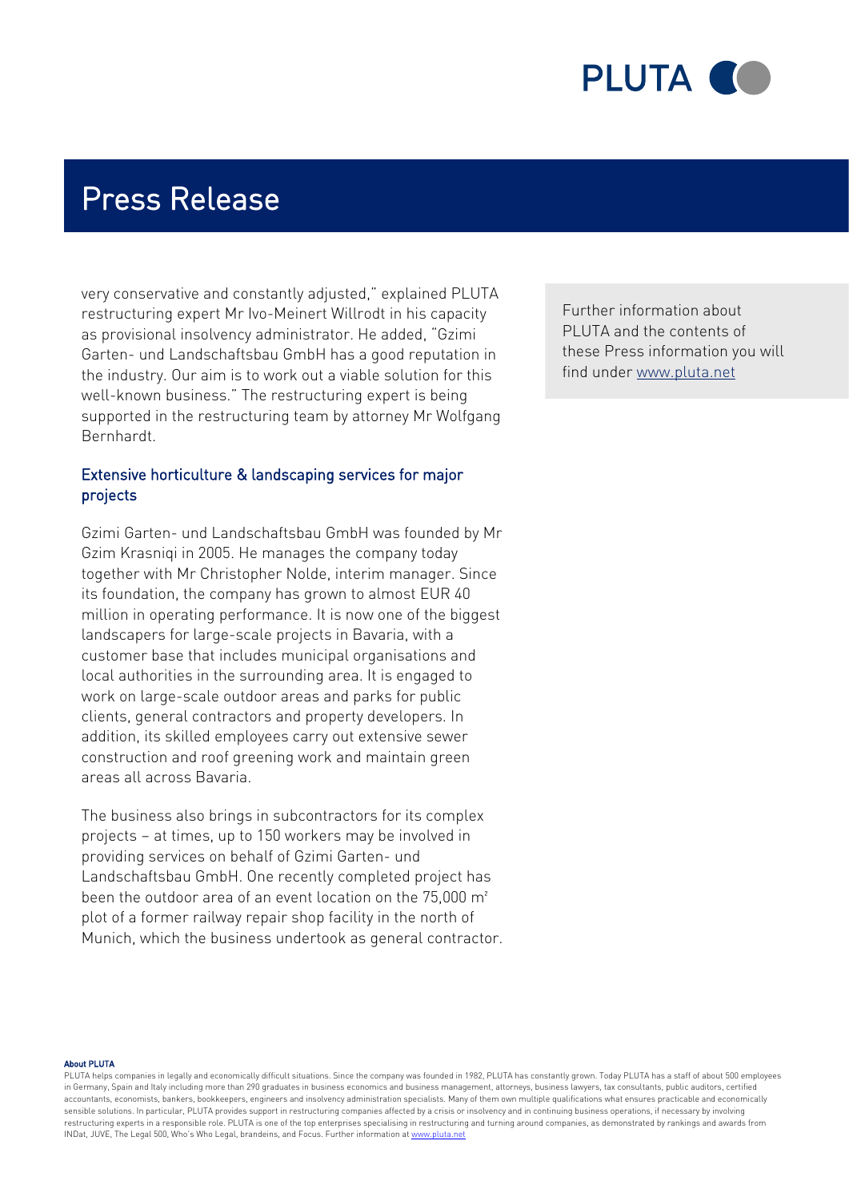very conservative and constantly adjusted," explained PLUTA restructuring expert Mr Ivo-Meinert Willrodt in his capacity as provisional insolvency administrator. He added, "Gzimi Garten- und Landschaftsbau GmbH has a good reputation in the industry. Our aim is to work out a viable solution for this well-known business." The restructuring expert is being supported in the restructuring team by attorney Mr Wolfgang Bernhardt.

Further information about PLUTA and the contents of these Press information you will find under www.pluta.net

## Extensive horticulture & landscaping services for major projects

Gzimi Garten- und Landschaftsbau GmbH was founded by Mr Gzim Krasniqi in 2005. He manages the company today together with Mr Christopher Nolde, interim manager. Since its foundation, the company has grown to almost EUR 40 million in operating performance. It is now one of the biggest landscapers for large-scale projects in Bavaria, with a customer base that includes municipal organisations and local authorities in the surrounding area. It is engaged to work on large-scale outdoor areas and parks for public clients, general contractors and property developers. In addition, its skilled employees carry out extensive sewer construction and roof greening work and maintain green areas all across Bavaria.

The business also brings in subcontractors for its complex projects – at times, up to 150 workers may be involved in providing services on behalf of Gzimi Garten- und Landschaftsbau GmbH. One recently completed project has been the outdoor area of an event location on the 75,000 m² plot of a former railway repair shop facility in the north of Munich, which the business undertook as general contractor.

**About PLUTA**

PLUTA helps companies in legally and economically difficult situations. Since the company was founded in 1982, PLUTA has constantly grown. Today PLUTA has a staff of about 500 employees in Germany, Spain and Italy including more than 290 graduates in business economics and business management, attorneys, business lawyers, tax consultants, public auditors, certified accountants, economists, bankers, bookkeepers, engineers and insolvency administration specialists. Many of them own multiple qualifications what ensures practicable and economically sensible solutions. In particular, PLUTA provides support in restructuring companies affected by a crisis or insolvency and in continuing business operations, if necessary by involving restructuring experts in a responsible role. PLUTA is one of the top enterprises specialising in restructuring and turning around companies, as demonstrated by rankings and awards from INDat, JUVE, The Legal 500, Who's Who Legal, brandeins, and Focus. Further information at www.pluta.net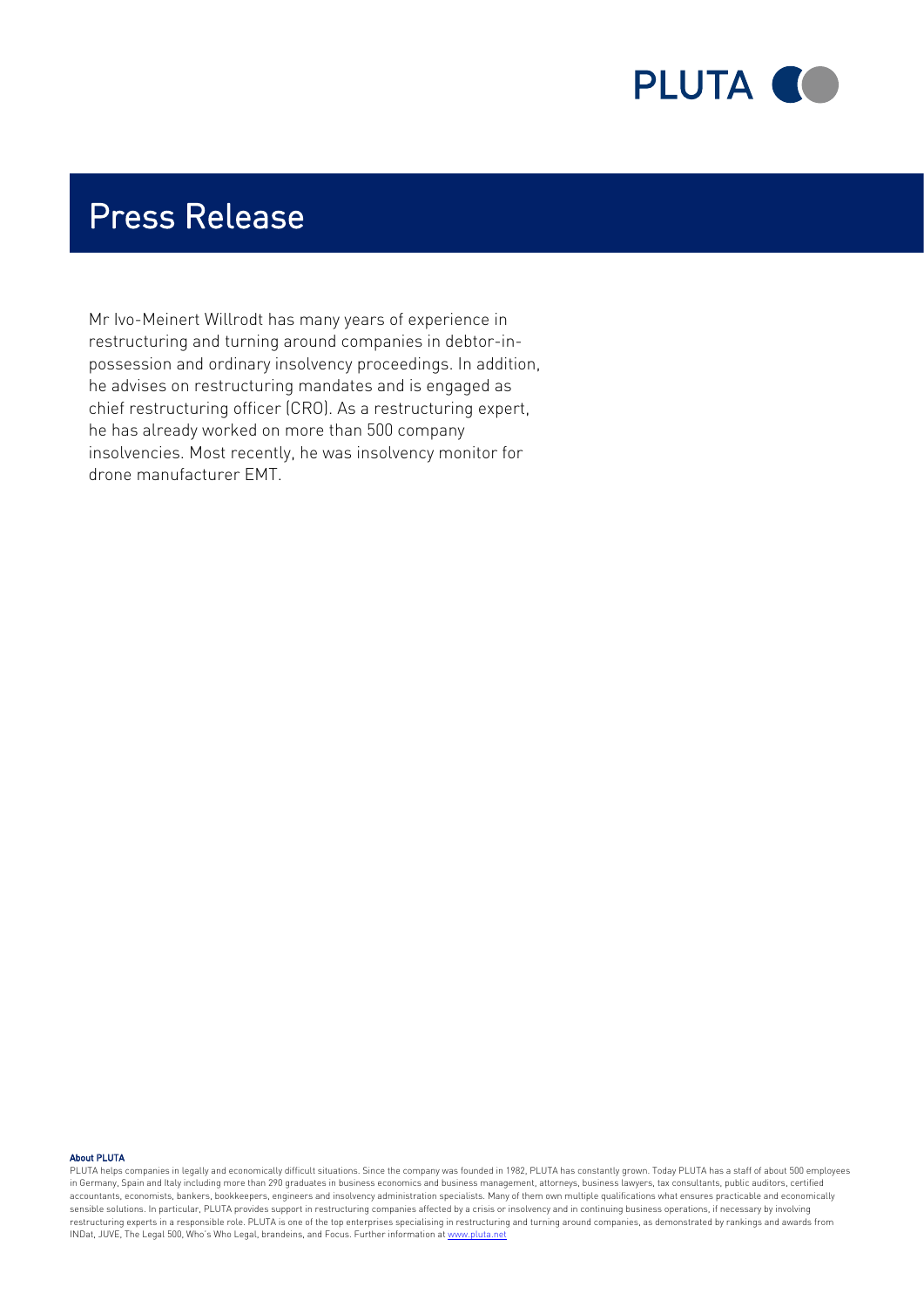# Press Release

Mr Ivo-Meinert Willrodt has many years of experience in restructuring and turning around companies in debtor-in-possession and ordinary insolvency proceedings. In addition, he advises on restructuring mandates and is engaged as chief restructuring officer (CRO). As a restructuring expert, he has already worked on more than 500 company insolvencies. Most recently, he was insolvency monitor for drone manufacturer EMT.

**About PLUTA**

PLUTA helps companies in legally and economically difficult situations. Since the company was founded in 1982, PLUTA has constantly grown. Today PLUTA has a staff of about 500 employees in Germany, Spain and Italy including more than 290 graduates in business economics and business management, attorneys, business lawyers, tax consultants, public auditors, certified accountants, economists, bankers, bookkeepers, engineers and insolvency administration specialists. Many of them own multiple qualifications what ensures practicable and economically sensible solutions. In particular, PLUTA provides support in restructuring companies affected by a crisis or insolvency and in continuing business operations, if necessary by involving restructuring experts in a responsible role. PLUTA is one of the top enterprises specialising in restructuring and turning around companies, as demonstrated by rankings and awards from INDat, JUVE, The Legal 500, Who's Who Legal, brandeins, and Focus. Further information at www.pluta.net